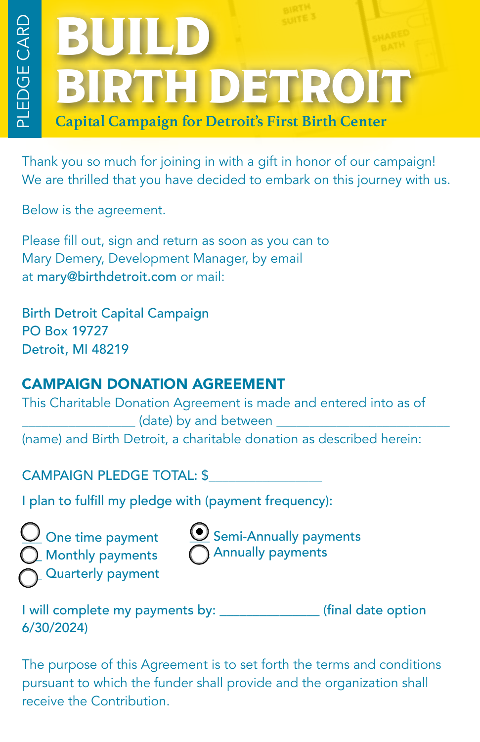PLEDGE CARD

# BUILD BIRTH DETROIT

**Capital Campaign for Detroit's First Birth Center**

Thank you so much for joining in with a gift in honor of our campaign! We are thrilled that you have decided to embark on this journey with us.

Below is the agreement.

Please fill out, sign and return as soon as you can to Mary Demery, Development Manager, by email at **mary@birthdetroit.com** or mail:

Birth Detroit Capital Campaign
PO Box 19727
Detroit, MI 48219

## CAMPAIGN DONATION AGREEMENT

This Charitable Donation Agreement is made and entered into as of ________________ (date) by and between ________________________ (name) and Birth Detroit, a charitable donation as described herein:

CAMPAIGN PLEDGE TOTAL: $________________

I plan to fulfill my pledge with (payment frequency):

- ○ One time payment
- ○ Monthly payments
- ○ Quarterly payment
- ◉ Semi-Annually payments
- ○ Annually payments

I will complete my payments by: ______________ (final date option 6/30/2024)

The purpose of this Agreement is to set forth the terms and conditions pursuant to which the funder shall provide and the organization shall receive the Contribution.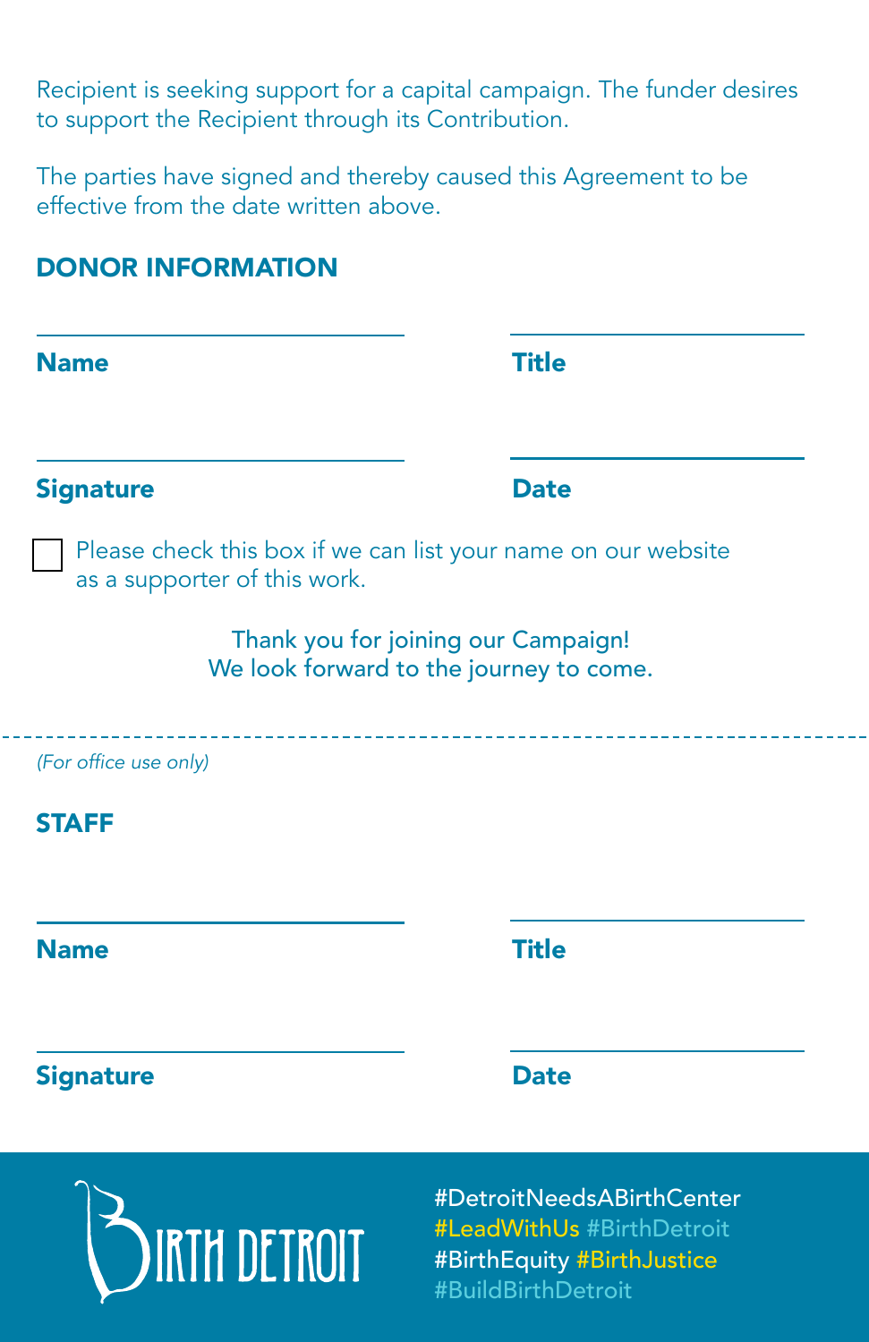Recipient is seeking support for a capital campaign. The funder desires to support the Recipient through its Contribution.

The parties have signed and thereby caused this Agreement to be effective from the date written above.

## DONOR INFORMATION

**Name** _______________ **Title** _______________

**Signature** _______________ **Date** _______________

☐ Please check this box if we can list your name on our website as a supporter of this work.

Thank you for joining our Campaign!
We look forward to the journey to come.

---

*(For office use only)*

## STAFF

**Name** _______________ **Title** _______________

**Signature** _______________ **Date** _______________

BIRTH DETROIT

#DetroitNeedsABirthCenter
#LeadWithUs #BirthDetroit
#BirthEquity #BirthJustice
#BuildBirthDetroit